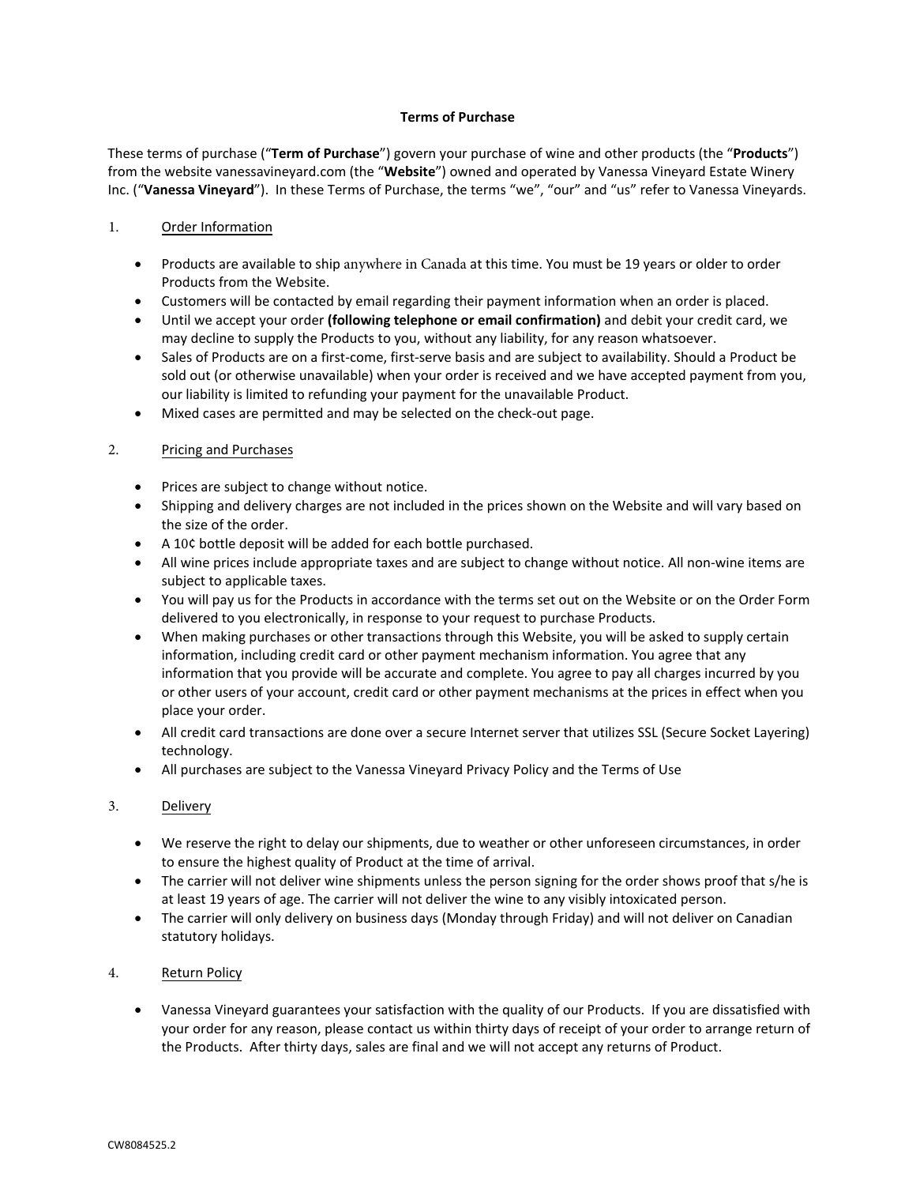# Terms of Purchase

These terms of purchase ("**Term of Purchase**") govern your purchase of wine and other products (the "**Products**") from the website vanessavineyard.com (the "**Website**") owned and operated by Vanessa Vineyard Estate Winery Inc. ("**Vanessa Vineyard**"). In these Terms of Purchase, the terms "we", "our" and "us" refer to Vanessa Vineyards.

## 1. Order Information

- Products are available to ship anywhere in Canada at this time. You must be 19 years or older to order Products from the Website.
- Customers will be contacted by email regarding their payment information when an order is placed.
- Until we accept your order **(following telephone or email confirmation)** and debit your credit card, we may decline to supply the Products to you, without any liability, for any reason whatsoever.
- Sales of Products are on a first-come, first-serve basis and are subject to availability. Should a Product be sold out (or otherwise unavailable) when your order is received and we have accepted payment from you, our liability is limited to refunding your payment for the unavailable Product.
- Mixed cases are permitted and may be selected on the check-out page.

## 2. Pricing and Purchases

- Prices are subject to change without notice.
- Shipping and delivery charges are not included in the prices shown on the Website and will vary based on the size of the order.
- A 10¢ bottle deposit will be added for each bottle purchased.
- All wine prices include appropriate taxes and are subject to change without notice. All non-wine items are subject to applicable taxes.
- You will pay us for the Products in accordance with the terms set out on the Website or on the Order Form delivered to you electronically, in response to your request to purchase Products.
- When making purchases or other transactions through this Website, you will be asked to supply certain information, including credit card or other payment mechanism information. You agree that any information that you provide will be accurate and complete. You agree to pay all charges incurred by you or other users of your account, credit card or other payment mechanisms at the prices in effect when you place your order.
- All credit card transactions are done over a secure Internet server that utilizes SSL (Secure Socket Layering) technology.
- All purchases are subject to the Vanessa Vineyard Privacy Policy and the Terms of Use

## 3. Delivery

- We reserve the right to delay our shipments, due to weather or other unforeseen circumstances, in order to ensure the highest quality of Product at the time of arrival.
- The carrier will not deliver wine shipments unless the person signing for the order shows proof that s/he is at least 19 years of age. The carrier will not deliver the wine to any visibly intoxicated person.
- The carrier will only delivery on business days (Monday through Friday) and will not deliver on Canadian statutory holidays.

## 4. Return Policy

- Vanessa Vineyard guarantees your satisfaction with the quality of our Products. If you are dissatisfied with your order for any reason, please contact us within thirty days of receipt of your order to arrange return of the Products. After thirty days, sales are final and we will not accept any returns of Product.

CW8084525.2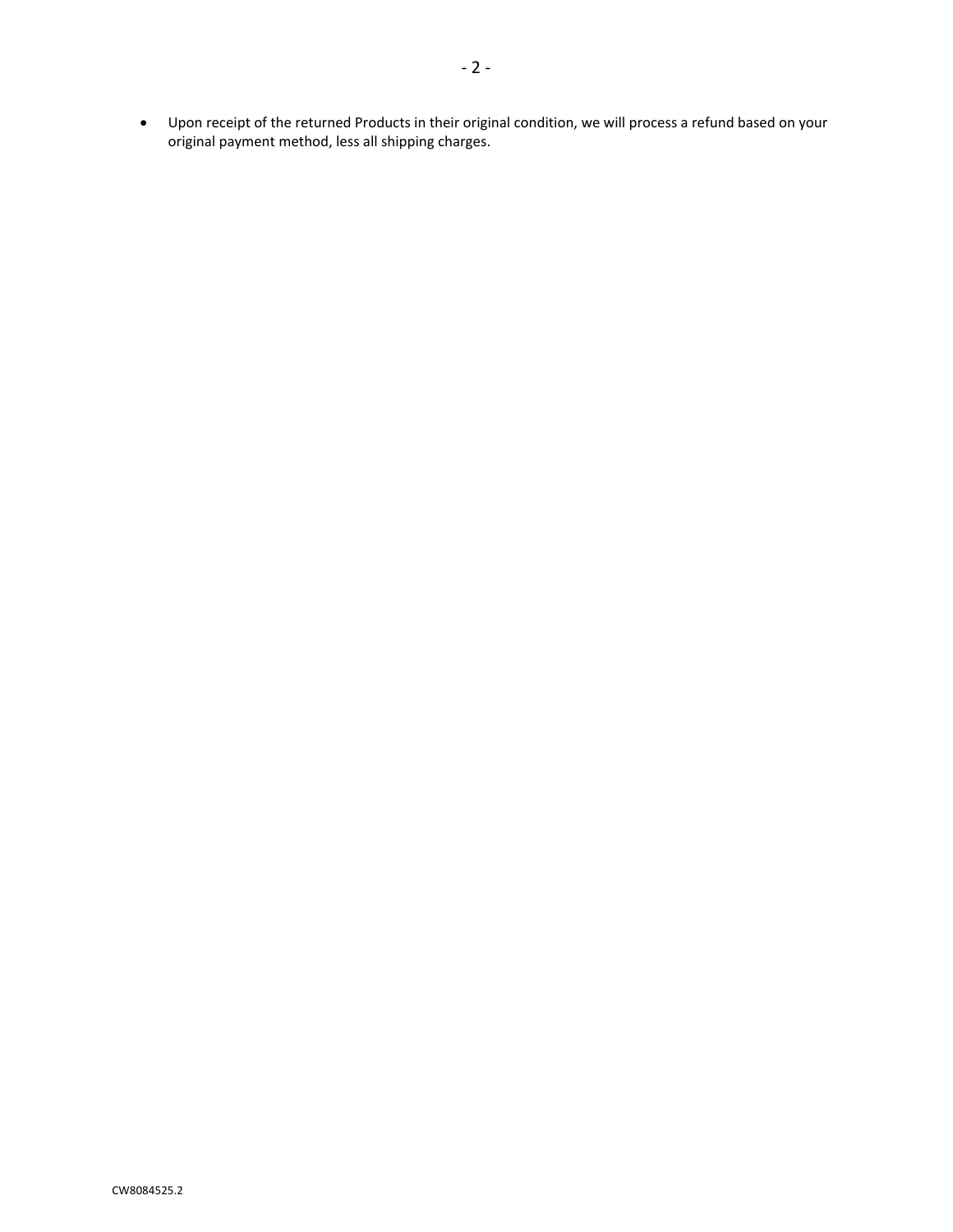- Upon receipt of the returned Products in their original condition, we will process a refund based on your original payment method, less all shipping charges.

CW8084525.2